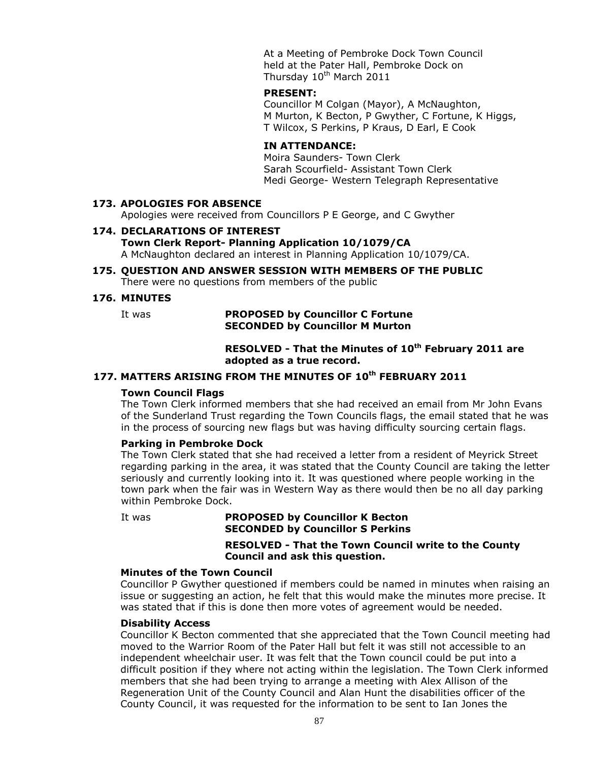At a Meeting of Pembroke Dock Town Council held at the Pater Hall, Pembroke Dock on Thursday 10th March 2011

**PRESENT:**
Councillor M Colgan (Mayor), A McNaughton, M Murton, K Becton, P Gwyther, C Fortune, K Higgs, T Wilcox, S Perkins, P Kraus, D Earl, E Cook

**IN ATTENDANCE:**
Moira Saunders- Town Clerk
Sarah Scourfield- Assistant Town Clerk
Medi George- Western Telegraph Representative

**173. APOLOGIES FOR ABSENCE**
Apologies were received from Councillors P E George, and C Gwyther

**174. DECLARATIONS OF INTEREST**
**Town Clerk Report- Planning Application 10/1079/CA**
A McNaughton declared an interest in Planning Application 10/1079/CA.

**175. QUESTION AND ANSWER SESSION WITH MEMBERS OF THE PUBLIC**
There were no questions from members of the public

**176. MINUTES**

It was **PROPOSED by Councillor C Fortune**
**SECONDED by Councillor M Murton**

**RESOLVED - That the Minutes of 10th February 2011 are adopted as a true record.**

**177. MATTERS ARISING FROM THE MINUTES OF 10th FEBRUARY 2011**

**Town Council Flags**
The Town Clerk informed members that she had received an email from Mr John Evans of the Sunderland Trust regarding the Town Councils flags, the email stated that he was in the process of sourcing new flags but was having difficulty sourcing certain flags.

**Parking in Pembroke Dock**
The Town Clerk stated that she had received a letter from a resident of Meyrick Street regarding parking in the area, it was stated that the County Council are taking the letter seriously and currently looking into it. It was questioned where people working in the town park when the fair was in Western Way as there would then be no all day parking within Pembroke Dock.

It was **PROPOSED by Councillor K Becton**
**SECONDED by Councillor S Perkins**

**RESOLVED - That the Town Council write to the County Council and ask this question.**

**Minutes of the Town Council**
Councillor P Gwyther questioned if members could be named in minutes when raising an issue or suggesting an action, he felt that this would make the minutes more precise. It was stated that if this is done then more votes of agreement would be needed.

**Disability Access**
Councillor K Becton commented that she appreciated that the Town Council meeting had moved to the Warrior Room of the Pater Hall but felt it was still not accessible to an independent wheelchair user. It was felt that the Town council could be put into a difficult position if they where not acting within the legislation. The Town Clerk informed members that she had been trying to arrange a meeting with Alex Allison of the Regeneration Unit of the County Council and Alan Hunt the disabilities officer of the County Council, it was requested for the information to be sent to Ian Jones the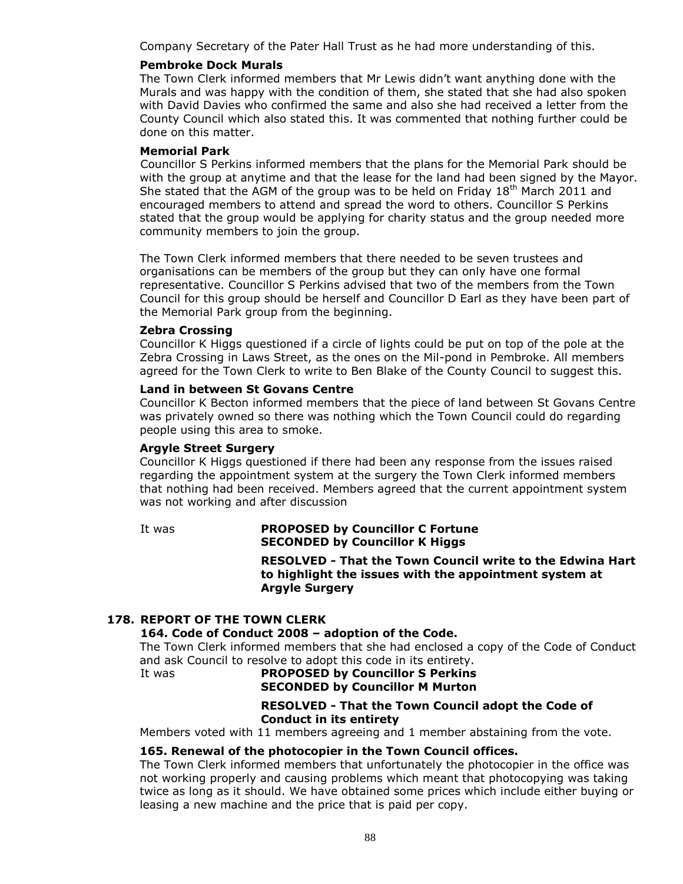Company Secretary of the Pater Hall Trust as he had more understanding of this.

**Pembroke Dock Murals**

The Town Clerk informed members that Mr Lewis didn't want anything done with the Murals and was happy with the condition of them, she stated that she had also spoken with David Davies who confirmed the same and also she had received a letter from the County Council which also stated this. It was commented that nothing further could be done on this matter.

**Memorial Park**

Councillor S Perkins informed members that the plans for the Memorial Park should be with the group at anytime and that the lease for the land had been signed by the Mayor. She stated that the AGM of the group was to be held on Friday 18th March 2011 and encouraged members to attend and spread the word to others. Councillor S Perkins stated that the group would be applying for charity status and the group needed more community members to join the group.

The Town Clerk informed members that there needed to be seven trustees and organisations can be members of the group but they can only have one formal representative. Councillor S Perkins advised that two of the members from the Town Council for this group should be herself and Councillor D Earl as they have been part of the Memorial Park group from the beginning.

**Zebra Crossing**

Councillor K Higgs questioned if a circle of lights could be put on top of the pole at the Zebra Crossing in Laws Street, as the ones on the Mil-pond in Pembroke. All members agreed for the Town Clerk to write to Ben Blake of the County Council to suggest this.

**Land in between St Govans Centre**

Councillor K Becton informed members that the piece of land between St Govans Centre was privately owned so there was nothing which the Town Council could do regarding people using this area to smoke.

**Argyle Street Surgery**

Councillor K Higgs questioned if there had been any response from the issues raised regarding the appointment system at the surgery the Town Clerk informed members that nothing had been received. Members agreed that the current appointment system was not working and after discussion

It was **PROPOSED by Councillor C Fortune**
**SECONDED by Councillor K Higgs**

**RESOLVED - That the Town Council write to the Edwina Hart to highlight the issues with the appointment system at Argyle Surgery**

## 178. REPORT OF THE TOWN CLERK

### 164. Code of Conduct 2008 – adoption of the Code.

The Town Clerk informed members that she had enclosed a copy of the Code of Conduct and ask Council to resolve to adopt this code in its entirety.

It was **PROPOSED by Councillor S Perkins**
**SECONDED by Councillor M Murton**

**RESOLVED - That the Town Council adopt the Code of Conduct in its entirety**

Members voted with 11 members agreeing and 1 member abstaining from the vote.

### 165. Renewal of the photocopier in the Town Council offices.

The Town Clerk informed members that unfortunately the photocopier in the office was not working properly and causing problems which meant that photocopying was taking twice as long as it should. We have obtained some prices which include either buying or leasing a new machine and the price that is paid per copy.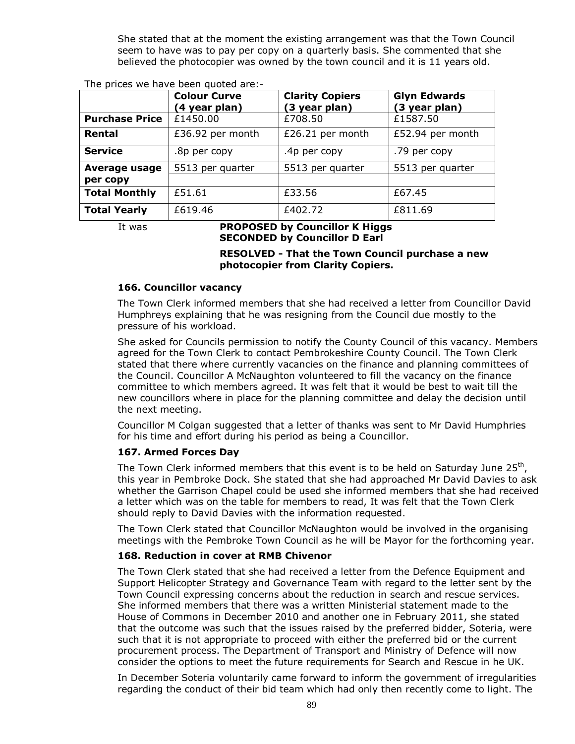She stated that at the moment the existing arrangement was that the Town Council seem to have was to pay per copy on a quarterly basis. She commented that she believed the photocopier was owned by the town council and it is 11 years old.

The prices we have been quoted are:-

| | Colour Curve (4 year plan) | Clarity Copiers (3 year plan) | Glyn Edwards (3 year plan) |
|---|---|---|---|
| **Purchase Price** | £1450.00 | £708.50 | £1587.50 |
| **Rental** | £36.92 per month | £26.21 per month | £52.94 per month |
| **Service** | .8p per copy | .4p per copy | .79 per copy |
| **Average usage per copy** | 5513 per quarter | 5513 per quarter | 5513 per quarter |
| **Total Monthly** | £51.61 | £33.56 | £67.45 |
| **Total Yearly** | £619.46 | £402.72 | £811.69 |

It was **PROPOSED by Councillor K Higgs**
**SECONDED by Councillor D Earl**

**RESOLVED - That the Town Council purchase a new photocopier from Clarity Copiers.**

### 166. Councillor vacancy

The Town Clerk informed members that she had received a letter from Councillor David Humphreys explaining that he was resigning from the Council due mostly to the pressure of his workload.

She asked for Councils permission to notify the County Council of this vacancy. Members agreed for the Town Clerk to contact Pembrokeshire County Council. The Town Clerk stated that there where currently vacancies on the finance and planning committees of the Council. Councillor A McNaughton volunteered to fill the vacancy on the finance committee to which members agreed. It was felt that it would be best to wait till the new councillors where in place for the planning committee and delay the decision until the next meeting.

Councillor M Colgan suggested that a letter of thanks was sent to Mr David Humphries for his time and effort during his period as being a Councillor.

### 167. Armed Forces Day

The Town Clerk informed members that this event is to be held on Saturday June 25th, this year in Pembroke Dock. She stated that she had approached Mr David Davies to ask whether the Garrison Chapel could be used she informed members that she had received a letter which was on the table for members to read, It was felt that the Town Clerk should reply to David Davies with the information requested.

The Town Clerk stated that Councillor McNaughton would be involved in the organising meetings with the Pembroke Town Council as he will be Mayor for the forthcoming year.

### 168. Reduction in cover at RMB Chivenor

The Town Clerk stated that she had received a letter from the Defence Equipment and Support Helicopter Strategy and Governance Team with regard to the letter sent by the Town Council expressing concerns about the reduction in search and rescue services. She informed members that there was a written Ministerial statement made to the House of Commons in December 2010 and another one in February 2011, she stated that the outcome was such that the issues raised by the preferred bidder, Soteria, were such that it is not appropriate to proceed with either the preferred bid or the current procurement process. The Department of Transport and Ministry of Defence will now consider the options to meet the future requirements for Search and Rescue in he UK.

In December Soteria voluntarily came forward to inform the government of irregularities regarding the conduct of their bid team which had only then recently come to light. The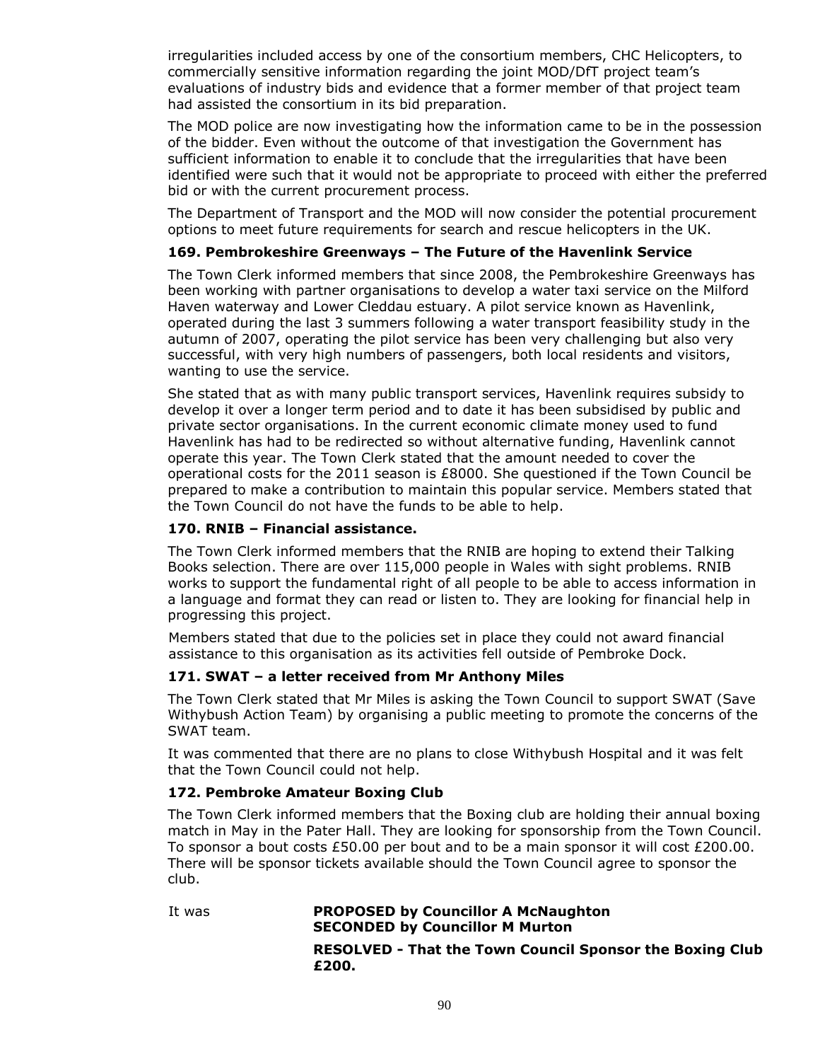irregularities included access by one of the consortium members, CHC Helicopters, to commercially sensitive information regarding the joint MOD/DfT project team's evaluations of industry bids and evidence that a former member of that project team had assisted the consortium in its bid preparation.

The MOD police are now investigating how the information came to be in the possession of the bidder. Even without the outcome of that investigation the Government has sufficient information to enable it to conclude that the irregularities that have been identified were such that it would not be appropriate to proceed with either the preferred bid or with the current procurement process.

The Department of Transport and the MOD will now consider the potential procurement options to meet future requirements for search and rescue helicopters in the UK.

**169. Pembrokeshire Greenways – The Future of the Havenlink Service**

The Town Clerk informed members that since 2008, the Pembrokeshire Greenways has been working with partner organisations to develop a water taxi service on the Milford Haven waterway and Lower Cleddau estuary. A pilot service known as Havenlink, operated during the last 3 summers following a water transport feasibility study in the autumn of 2007, operating the pilot service has been very challenging but also very successful, with very high numbers of passengers, both local residents and visitors, wanting to use the service.

She stated that as with many public transport services, Havenlink requires subsidy to develop it over a longer term period and to date it has been subsidised by public and private sector organisations. In the current economic climate money used to fund Havenlink has had to be redirected so without alternative funding, Havenlink cannot operate this year. The Town Clerk stated that the amount needed to cover the operational costs for the 2011 season is £8000. She questioned if the Town Council be prepared to make a contribution to maintain this popular service. Members stated that the Town Council do not have the funds to be able to help.

**170. RNIB – Financial assistance.**

The Town Clerk informed members that the RNIB are hoping to extend their Talking Books selection. There are over 115,000 people in Wales with sight problems. RNIB works to support the fundamental right of all people to be able to access information in a language and format they can read or listen to. They are looking for financial help in progressing this project.

Members stated that due to the policies set in place they could not award financial assistance to this organisation as its activities fell outside of Pembroke Dock.

**171. SWAT – a letter received from Mr Anthony Miles**

The Town Clerk stated that Mr Miles is asking the Town Council to support SWAT (Save Withybush Action Team) by organising a public meeting to promote the concerns of the SWAT team.

It was commented that there are no plans to close Withybush Hospital and it was felt that the Town Council could not help.

**172. Pembroke Amateur Boxing Club**

The Town Clerk informed members that the Boxing club are holding their annual boxing match in May in the Pater Hall. They are looking for sponsorship from the Town Council. To sponsor a bout costs £50.00 per bout and to be a main sponsor it will cost £200.00. There will be sponsor tickets available should the Town Council agree to sponsor the club.

It was **PROPOSED by Councillor A McNaughton**
**SECONDED by Councillor M Murton**

**RESOLVED - That the Town Council Sponsor the Boxing Club £200.**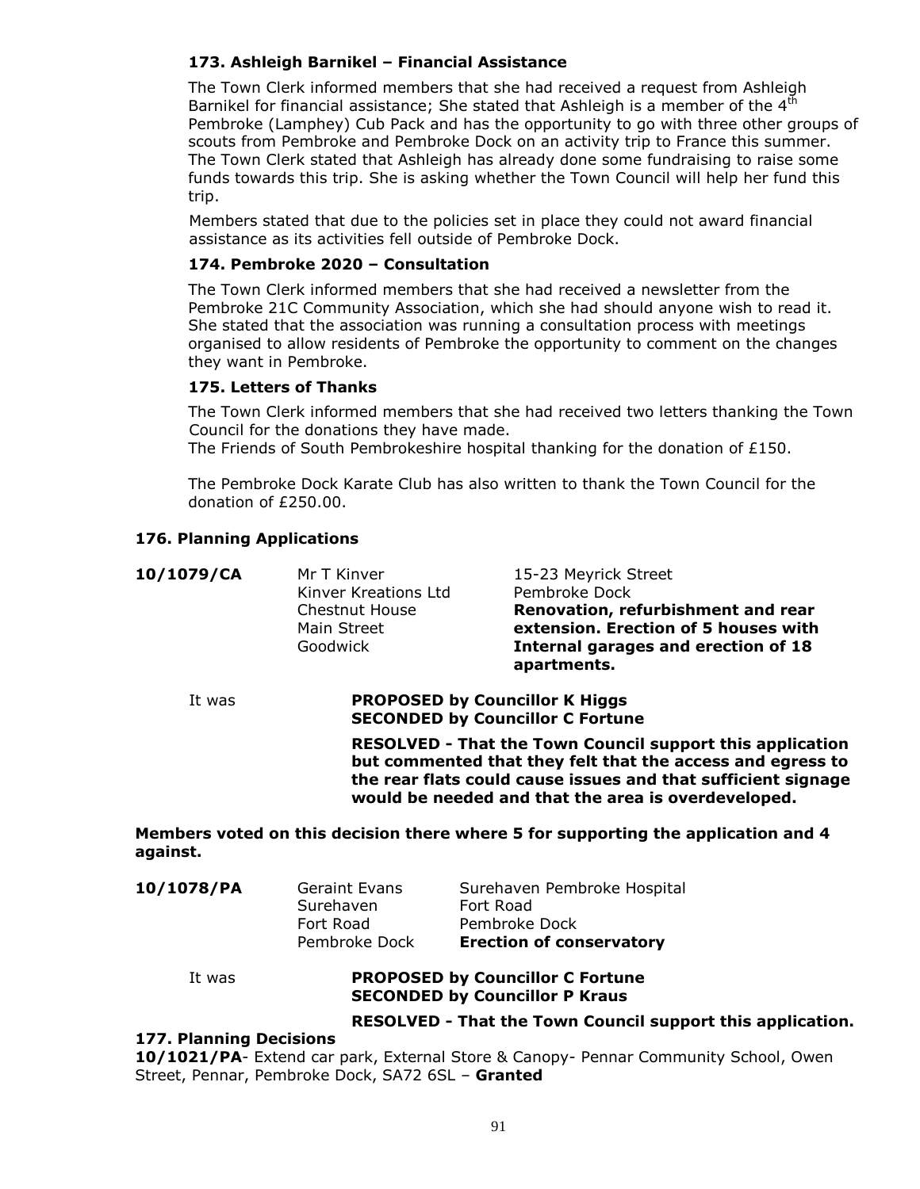### 173. Ashleigh Barnikel – Financial Assistance

The Town Clerk informed members that she had received a request from Ashleigh Barnikel for financial assistance; She stated that Ashleigh is a member of the 4th Pembroke (Lamphey) Cub Pack and has the opportunity to go with three other groups of scouts from Pembroke and Pembroke Dock on an activity trip to France this summer. The Town Clerk stated that Ashleigh has already done some fundraising to raise some funds towards this trip. She is asking whether the Town Council will help her fund this trip.

Members stated that due to the policies set in place they could not award financial assistance as its activities fell outside of Pembroke Dock.

### 174. Pembroke 2020 – Consultation

The Town Clerk informed members that she had received a newsletter from the Pembroke 21C Community Association, which she had should anyone wish to read it. She stated that the association was running a consultation process with meetings organised to allow residents of Pembroke the opportunity to comment on the changes they want in Pembroke.

### 175. Letters of Thanks

The Town Clerk informed members that she had received two letters thanking the Town Council for the donations they have made.

The Friends of South Pembrokeshire hospital thanking for the donation of £150.

The Pembroke Dock Karate Club has also written to thank the Town Council for the donation of £250.00.

### 176. Planning Applications

| | | |
|---|---|---|
| **10/1079/CA** | Mr T Kinver<br>Kinver Kreations Ltd<br>Chestnut House<br>Main Street<br>Goodwick | 15-23 Meyrick Street<br>Pembroke Dock<br>**Renovation, refurbishment and rear extension. Erection of 5 houses with Internal garages and erection of 18 apartments.** |

It was **PROPOSED by Councillor K Higgs**
**SECONDED by Councillor C Fortune**

**RESOLVED - That the Town Council support this application but commented that they felt that the access and egress to the rear flats could cause issues and that sufficient signage would be needed and that the area is overdeveloped.**

**Members voted on this decision there where 5 for supporting the application and 4 against.**

| | | |
|---|---|---|
| **10/1078/PA** | Geraint Evans<br>Surehaven<br>Fort Road<br>Pembroke Dock | Surehaven Pembroke Hospital<br>Fort Road<br>Pembroke Dock<br>**Erection of conservatory** |

It was **PROPOSED by Councillor C Fortune**
**SECONDED by Councillor P Kraus**

**RESOLVED - That the Town Council support this application.**

### 177. Planning Decisions

**10/1021/PA**- Extend car park, External Store & Canopy- Pennar Community School, Owen Street, Pennar, Pembroke Dock, SA72 6SL – **Granted**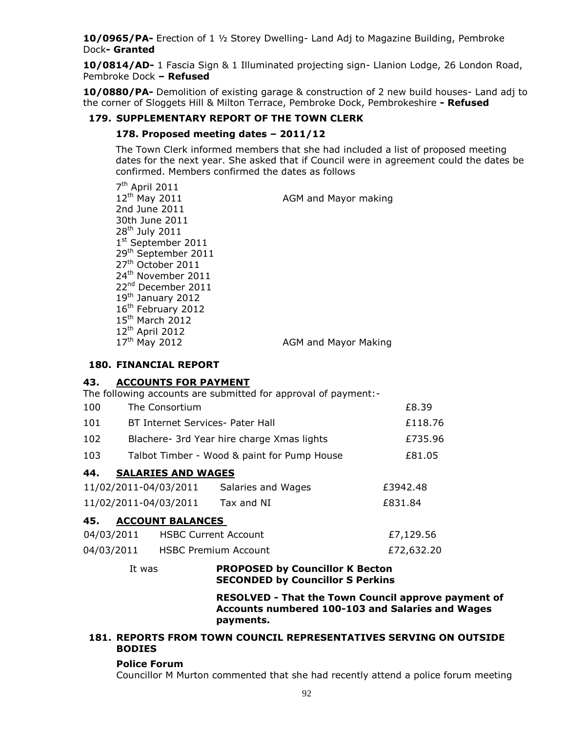**10/0965/PA-** Erection of 1 ½ Storey Dwelling- Land Adj to Magazine Building, Pembroke Dock**- Granted**

**10/0814/AD-** 1 Fascia Sign & 1 Illuminated projecting sign- Llanion Lodge, 26 London Road, Pembroke Dock **– Refused**

**10/0880/PA-** Demolition of existing garage & construction of 2 new build houses- Land adj to the corner of Sloggets Hill & Milton Terrace, Pembroke Dock, Pembrokeshire **- Refused**

## 179. SUPPLEMENTARY REPORT OF THE TOWN CLERK

### 178. Proposed meeting dates – 2011/12

The Town Clerk informed members that she had included a list of proposed meeting dates for the next year. She asked that if Council were in agreement could the dates be confirmed. Members confirmed the dates as follows

| | |
|---|---|
| 7th April 2011 | |
| 12th May 2011 | AGM and Mayor making |
| 2nd June 2011 | |
| 30th June 2011 | |
| 28th July 2011 | |
| 1st September 2011 | |
| 29th September 2011 | |
| 27th October 2011 | |
| 24th November 2011 | |
| 22nd December 2011 | |
| 19th January 2012 | |
| 16th February 2012 | |
| 15th March 2012 | |
| 12th April 2012 | |
| 17th May 2012 | AGM and Mayor Making |

## 180. FINANCIAL REPORT

### 43. ACCOUNTS FOR PAYMENT

The following accounts are submitted for approval of payment:-

| | | |
|---|---|---|
| 100 | The Consortium | £8.39 |
| 101 | BT Internet Services- Pater Hall | £118.76 |
| 102 | Blachere- 3rd Year hire charge Xmas lights | £735.96 |
| 103 | Talbot Timber - Wood & paint for Pump House | £81.05 |

### 44. SALARIES AND WAGES

| | | |
|---|---|---|
| 11/02/2011-04/03/2011 | Salaries and Wages | £3942.48 |
| 11/02/2011-04/03/2011 | Tax and NI | £831.84 |

### 45. ACCOUNT BALANCES

| | | |
|---|---|---|
| 04/03/2011 | HSBC Current Account | £7,129.56 |
| 04/03/2011 | HSBC Premium Account | £72,632.20 |

It was **PROPOSED by Councillor K Becton**
**SECONDED by Councillor S Perkins**

**RESOLVED - That the Town Council approve payment of Accounts numbered 100-103 and Salaries and Wages payments.**

## 181. REPORTS FROM TOWN COUNCIL REPRESENTATIVES SERVING ON OUTSIDE BODIES

### Police Forum

Councillor M Murton commented that she had recently attend a police forum meeting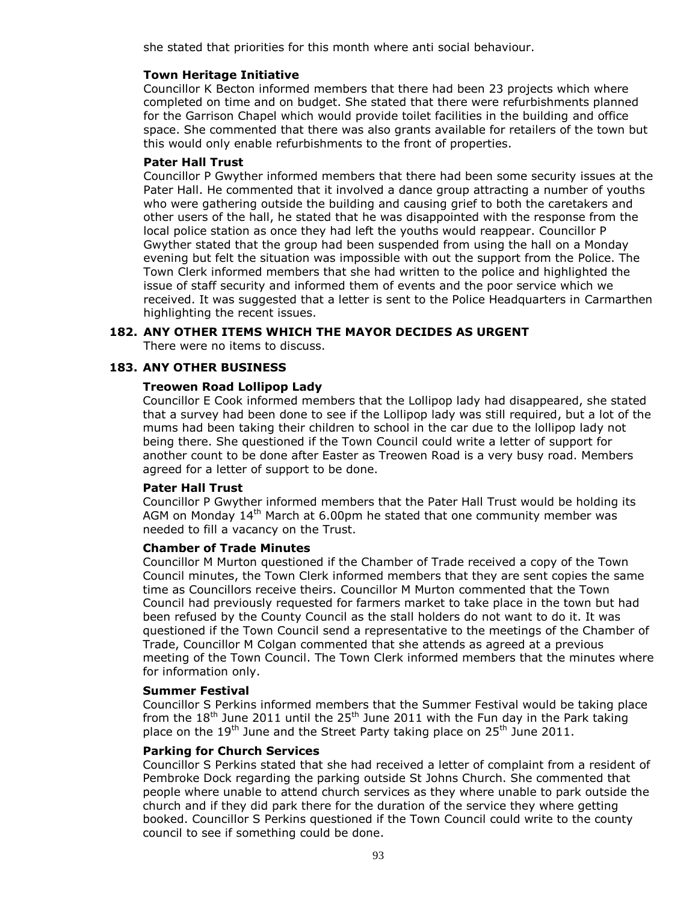she stated that priorities for this month where anti social behaviour.

**Town Heritage Initiative**

Councillor K Becton informed members that there had been 23 projects which where completed on time and on budget. She stated that there were refurbishments planned for the Garrison Chapel which would provide toilet facilities in the building and office space. She commented that there was also grants available for retailers of the town but this would only enable refurbishments to the front of properties.

**Pater Hall Trust**

Councillor P Gwyther informed members that there had been some security issues at the Pater Hall. He commented that it involved a dance group attracting a number of youths who were gathering outside the building and causing grief to both the caretakers and other users of the hall, he stated that he was disappointed with the response from the local police station as once they had left the youths would reappear. Councillor P Gwyther stated that the group had been suspended from using the hall on a Monday evening but felt the situation was impossible with out the support from the Police. The Town Clerk informed members that she had written to the police and highlighted the issue of staff security and informed them of events and the poor service which we received. It was suggested that a letter is sent to the Police Headquarters in Carmarthen highlighting the recent issues.

## 182. ANY OTHER ITEMS WHICH THE MAYOR DECIDES AS URGENT

There were no items to discuss.

## 183. ANY OTHER BUSINESS

**Treowen Road Lollipop Lady**

Councillor E Cook informed members that the Lollipop lady had disappeared, she stated that a survey had been done to see if the Lollipop lady was still required, but a lot of the mums had been taking their children to school in the car due to the lollipop lady not being there. She questioned if the Town Council could write a letter of support for another count to be done after Easter as Treowen Road is a very busy road. Members agreed for a letter of support to be done.

**Pater Hall Trust**

Councillor P Gwyther informed members that the Pater Hall Trust would be holding its AGM on Monday 14th March at 6.00pm he stated that one community member was needed to fill a vacancy on the Trust.

**Chamber of Trade Minutes**

Councillor M Murton questioned if the Chamber of Trade received a copy of the Town Council minutes, the Town Clerk informed members that they are sent copies the same time as Councillors receive theirs. Councillor M Murton commented that the Town Council had previously requested for farmers market to take place in the town but had been refused by the County Council as the stall holders do not want to do it. It was questioned if the Town Council send a representative to the meetings of the Chamber of Trade, Councillor M Colgan commented that she attends as agreed at a previous meeting of the Town Council. The Town Clerk informed members that the minutes where for information only.

**Summer Festival**

Councillor S Perkins informed members that the Summer Festival would be taking place from the 18th June 2011 until the 25th June 2011 with the Fun day in the Park taking place on the 19th June and the Street Party taking place on 25th June 2011.

**Parking for Church Services**

Councillor S Perkins stated that she had received a letter of complaint from a resident of Pembroke Dock regarding the parking outside St Johns Church. She commented that people where unable to attend church services as they where unable to park outside the church and if they did park there for the duration of the service they where getting booked. Councillor S Perkins questioned if the Town Council could write to the county council to see if something could be done.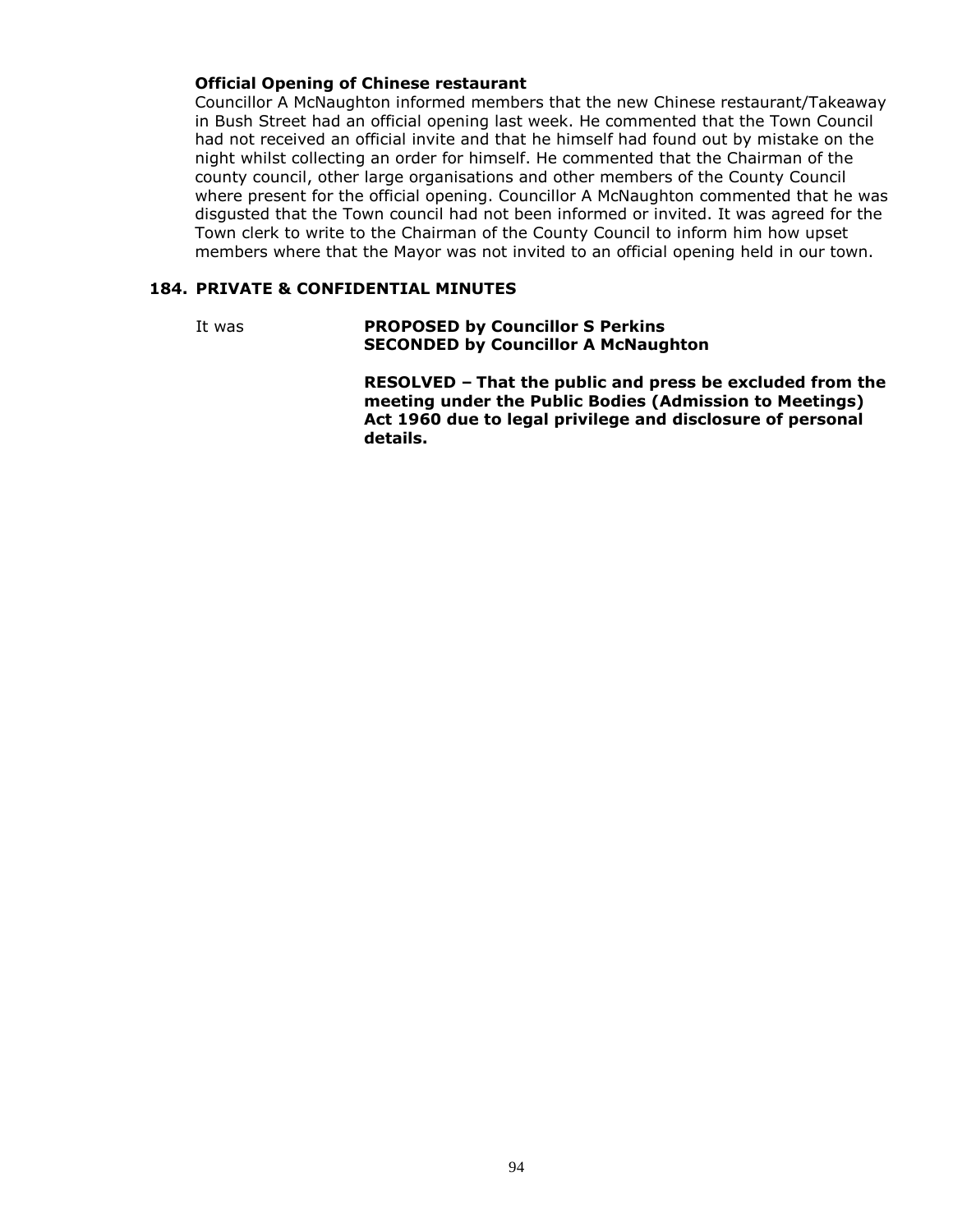**Official Opening of Chinese restaurant**

Councillor A McNaughton informed members that the new Chinese restaurant/Takeaway in Bush Street had an official opening last week. He commented that the Town Council had not received an official invite and that he himself had found out by mistake on the night whilst collecting an order for himself. He commented that the Chairman of the county council, other large organisations and other members of the County Council where present for the official opening. Councillor A McNaughton commented that he was disgusted that the Town council had not been informed or invited. It was agreed for the Town clerk to write to the Chairman of the County Council to inform him how upset members where that the Mayor was not invited to an official opening held in our town.

## 184. PRIVATE & CONFIDENTIAL MINUTES

It was **PROPOSED by Councillor S Perkins**
**SECONDED by Councillor A McNaughton**

**RESOLVED – That the public and press be excluded from the meeting under the Public Bodies (Admission to Meetings) Act 1960 due to legal privilege and disclosure of personal details.**